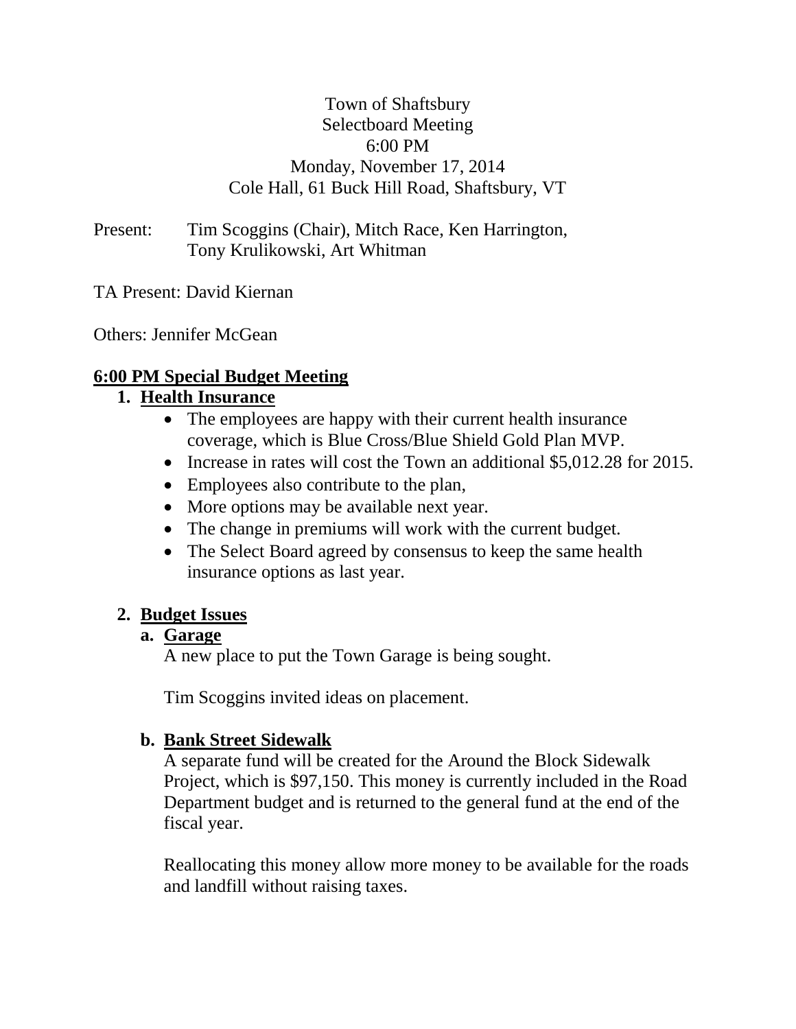Town of Shaftsbury
Selectboard Meeting
6:00 PM
Monday, November 17, 2014
Cole Hall, 61 Buck Hill Road, Shaftsbury, VT

Present: Tim Scoggins (Chair), Mitch Race, Ken Harrington, Tony Krulikowski, Art Whitman

TA Present: David Kiernan

Others: Jennifer McGean

## 6:00 PM Special Budget Meeting

### 1. Health Insurance

- The employees are happy with their current health insurance coverage, which is Blue Cross/Blue Shield Gold Plan MVP.
- Increase in rates will cost the Town an additional $5,012.28 for 2015.
- Employees also contribute to the plan,
- More options may be available next year.
- The change in premiums will work with the current budget.
- The Select Board agreed by consensus to keep the same health insurance options as last year.

### 2. Budget Issues

#### a. Garage

A new place to put the Town Garage is being sought.

Tim Scoggins invited ideas on placement.

#### b. Bank Street Sidewalk

A separate fund will be created for the Around the Block Sidewalk Project, which is $97,150. This money is currently included in the Road Department budget and is returned to the general fund at the end of the fiscal year.

Reallocating this money allow more money to be available for the roads and landfill without raising taxes.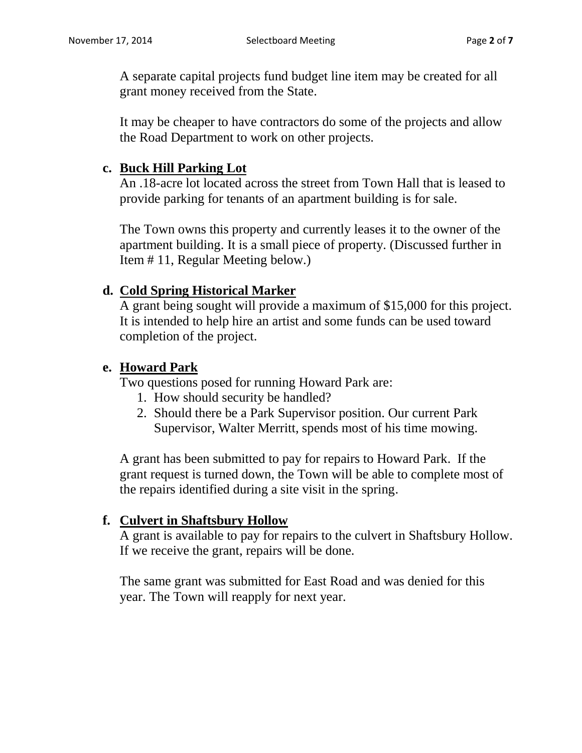A separate capital projects fund budget line item may be created for all grant money received from the State.

It may be cheaper to have contractors do some of the projects and allow the Road Department to work on other projects.

**c. <u>Buck Hill Parking Lot</u>**

An .18-acre lot located across the street from Town Hall that is leased to provide parking for tenants of an apartment building is for sale.

The Town owns this property and currently leases it to the owner of the apartment building. It is a small piece of property. (Discussed further in Item # 11, Regular Meeting below.)

**d. <u>Cold Spring Historical Marker</u>**

A grant being sought will provide a maximum of $15,000 for this project. It is intended to help hire an artist and some funds can be used toward completion of the project.

**e. <u>Howard Park</u>**

Two questions posed for running Howard Park are:

1. How should security be handled?
2. Should there be a Park Supervisor position. Our current Park Supervisor, Walter Merritt, spends most of his time mowing.

A grant has been submitted to pay for repairs to Howard Park. If the grant request is turned down, the Town will be able to complete most of the repairs identified during a site visit in the spring.

**f. <u>Culvert in Shaftsbury Hollow</u>**

A grant is available to pay for repairs to the culvert in Shaftsbury Hollow. If we receive the grant, repairs will be done.

The same grant was submitted for East Road and was denied for this year. The Town will reapply for next year.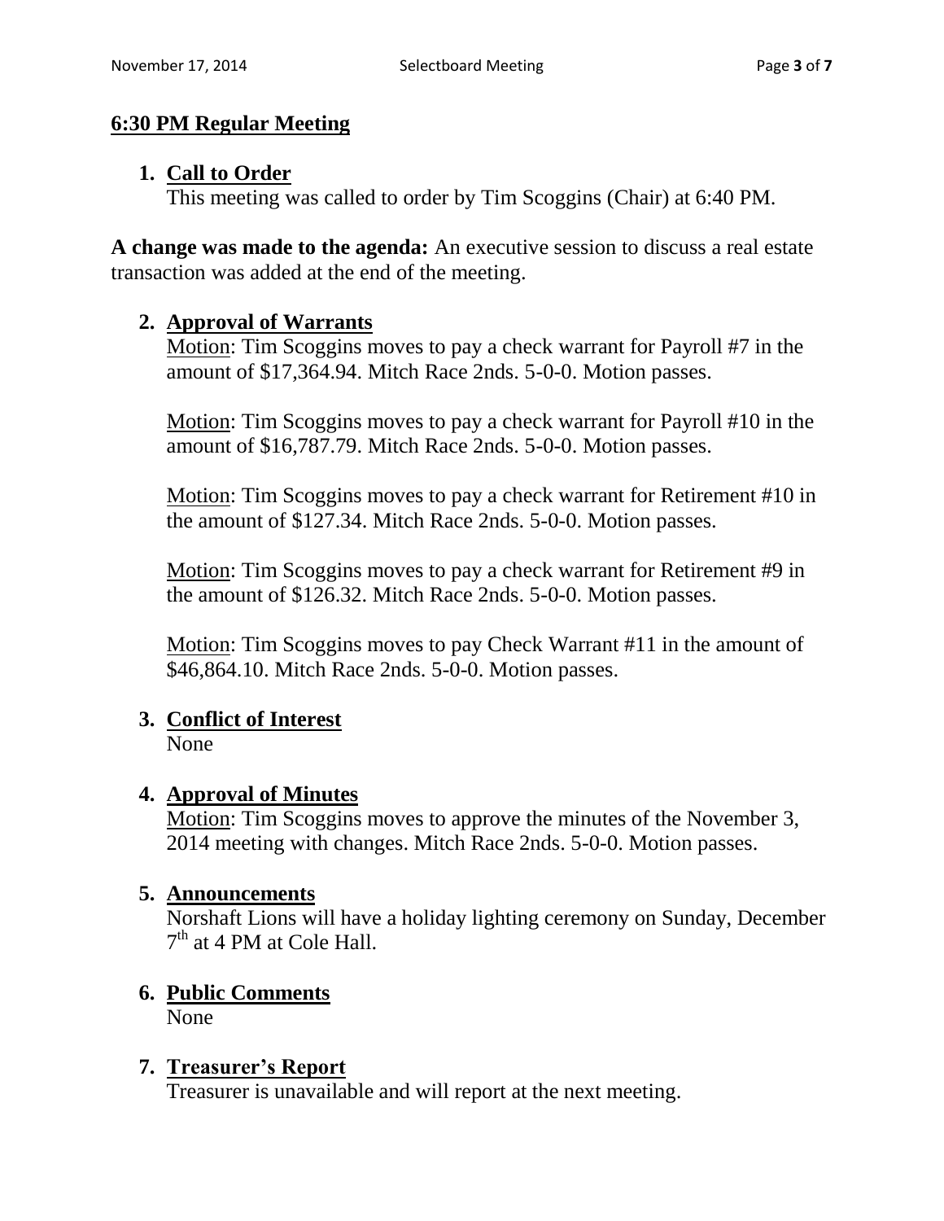## 6:30 PM Regular Meeting

1. **Call to Order**
   This meeting was called to order by Tim Scoggins (Chair) at 6:40 PM.

**A change was made to the agenda:** An executive session to discuss a real estate transaction was added at the end of the meeting.

2. **Approval of Warrants**
   Motion: Tim Scoggins moves to pay a check warrant for Payroll #7 in the amount of $17,364.94. Mitch Race 2nds. 5-0-0. Motion passes.

   Motion: Tim Scoggins moves to pay a check warrant for Payroll #10 in the amount of $16,787.79. Mitch Race 2nds. 5-0-0. Motion passes.

   Motion: Tim Scoggins moves to pay a check warrant for Retirement #10 in the amount of $127.34. Mitch Race 2nds. 5-0-0. Motion passes.

   Motion: Tim Scoggins moves to pay a check warrant for Retirement #9 in the amount of $126.32. Mitch Race 2nds. 5-0-0. Motion passes.

   Motion: Tim Scoggins moves to pay Check Warrant #11 in the amount of $46,864.10. Mitch Race 2nds. 5-0-0. Motion passes.

3. **Conflict of Interest**
   None

4. **Approval of Minutes**
   Motion: Tim Scoggins moves to approve the minutes of the November 3, 2014 meeting with changes. Mitch Race 2nds. 5-0-0. Motion passes.

5. **Announcements**
   Norshaft Lions will have a holiday lighting ceremony on Sunday, December 7th at 4 PM at Cole Hall.

6. **Public Comments**
   None

7. **Treasurer's Report**
   Treasurer is unavailable and will report at the next meeting.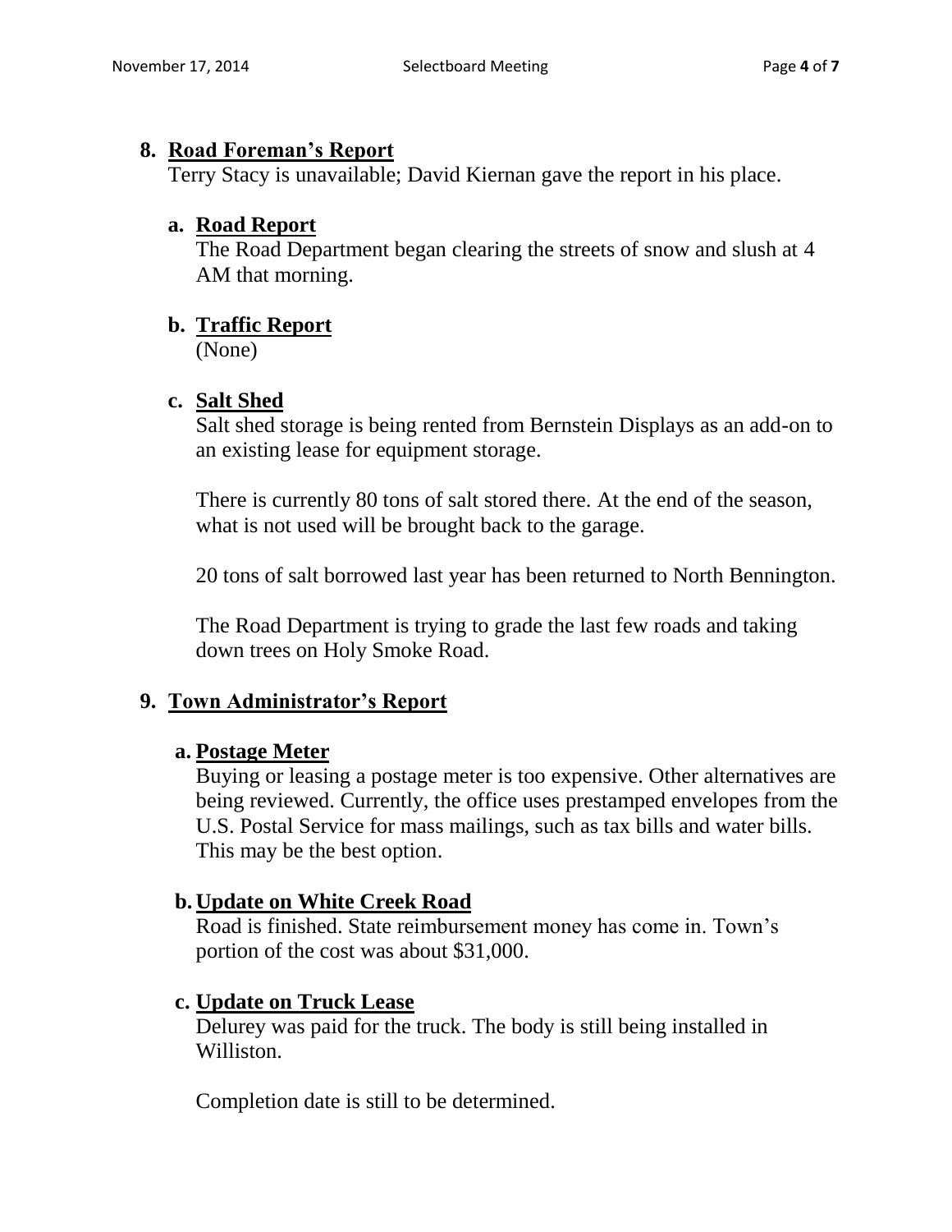## 8. Road Foreman's Report

Terry Stacy is unavailable; David Kiernan gave the report in his place.

### a. Road Report

The Road Department began clearing the streets of snow and slush at 4 AM that morning.

### b. Traffic Report

(None)

### c. Salt Shed

Salt shed storage is being rented from Bernstein Displays as an add-on to an existing lease for equipment storage.

There is currently 80 tons of salt stored there. At the end of the season, what is not used will be brought back to the garage.

20 tons of salt borrowed last year has been returned to North Bennington.

The Road Department is trying to grade the last few roads and taking down trees on Holy Smoke Road.

## 9. Town Administrator's Report

### a. Postage Meter

Buying or leasing a postage meter is too expensive. Other alternatives are being reviewed. Currently, the office uses prestamped envelopes from the U.S. Postal Service for mass mailings, such as tax bills and water bills. This may be the best option.

### b. Update on White Creek Road

Road is finished. State reimbursement money has come in. Town's portion of the cost was about $31,000.

### c. Update on Truck Lease

Delurey was paid for the truck. The body is still being installed in Williston.

Completion date is still to be determined.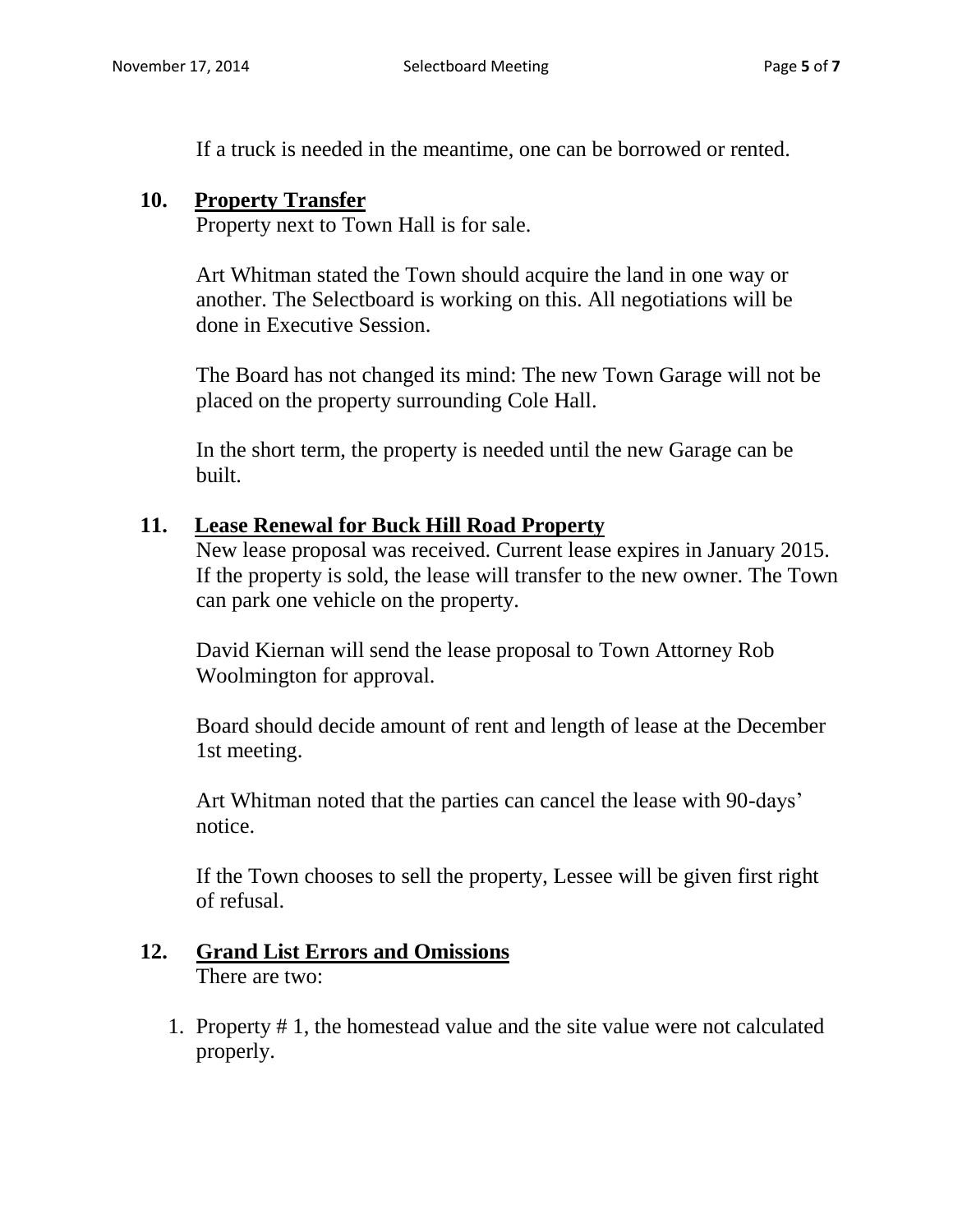If a truck is needed in the meantime, one can be borrowed or rented.

**10. Property Transfer**

Property next to Town Hall is for sale.

Art Whitman stated the Town should acquire the land in one way or another. The Selectboard is working on this. All negotiations will be done in Executive Session.

The Board has not changed its mind: The new Town Garage will not be placed on the property surrounding Cole Hall.

In the short term, the property is needed until the new Garage can be built.

**11. Lease Renewal for Buck Hill Road Property**

New lease proposal was received. Current lease expires in January 2015. If the property is sold, the lease will transfer to the new owner. The Town can park one vehicle on the property.

David Kiernan will send the lease proposal to Town Attorney Rob Woolmington for approval.

Board should decide amount of rent and length of lease at the December 1st meeting.

Art Whitman noted that the parties can cancel the lease with 90-days' notice.

If the Town chooses to sell the property, Lessee will be given first right of refusal.

**12. Grand List Errors and Omissions**

There are two:

1. Property # 1, the homestead value and the site value were not calculated properly.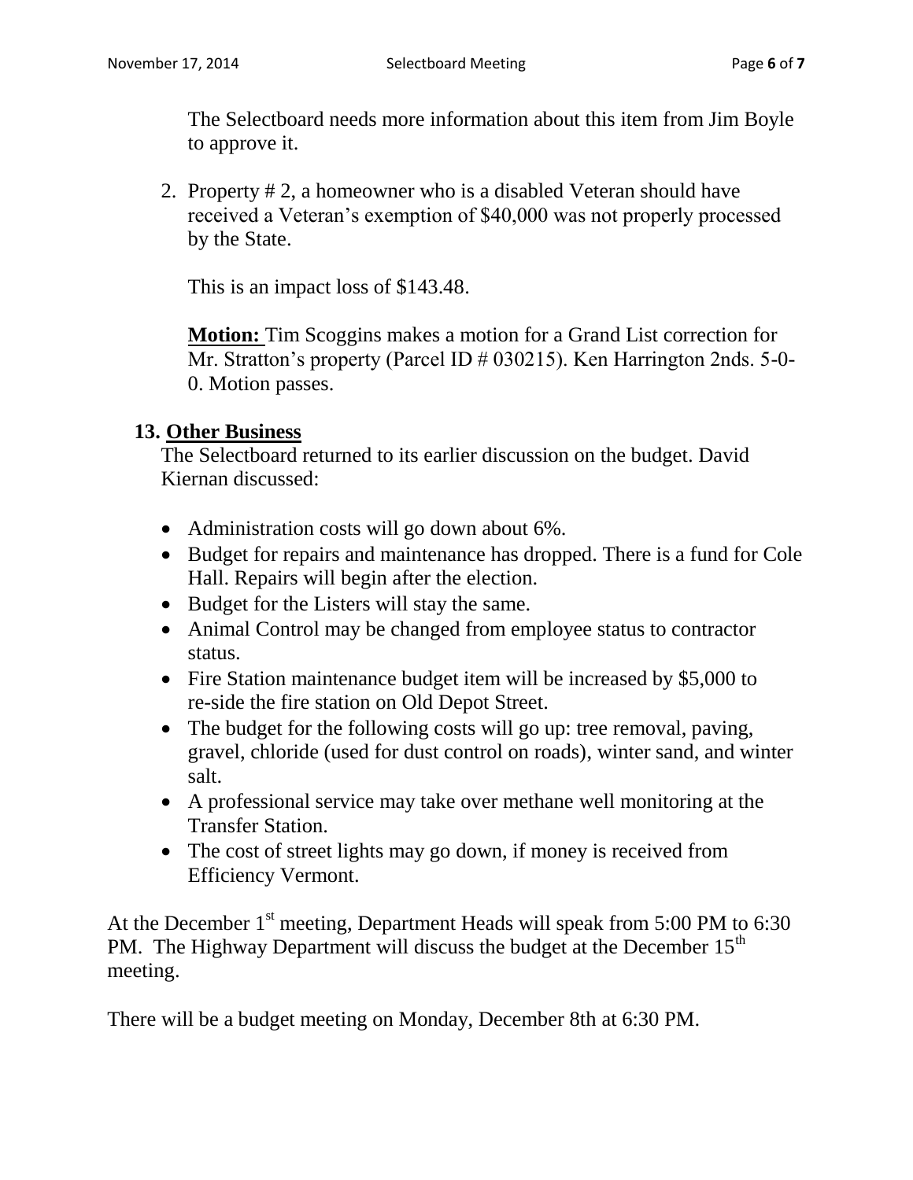The Selectboard needs more information about this item from Jim Boyle to approve it.

2. Property # 2, a homeowner who is a disabled Veteran should have received a Veteran's exemption of $40,000 was not properly processed by the State.

   This is an impact loss of $143.48.

   **Motion:** Tim Scoggins makes a motion for a Grand List correction for Mr. Stratton's property (Parcel ID # 030215). Ken Harrington 2nds. 5-0-0. Motion passes.

**13. Other Business**

The Selectboard returned to its earlier discussion on the budget. David Kiernan discussed:

- Administration costs will go down about 6%.
- Budget for repairs and maintenance has dropped. There is a fund for Cole Hall. Repairs will begin after the election.
- Budget for the Listers will stay the same.
- Animal Control may be changed from employee status to contractor status.
- Fire Station maintenance budget item will be increased by $5,000 to re-side the fire station on Old Depot Street.
- The budget for the following costs will go up: tree removal, paving, gravel, chloride (used for dust control on roads), winter sand, and winter salt.
- A professional service may take over methane well monitoring at the Transfer Station.
- The cost of street lights may go down, if money is received from Efficiency Vermont.

At the December 1st meeting, Department Heads will speak from 5:00 PM to 6:30 PM. The Highway Department will discuss the budget at the December 15th meeting.

There will be a budget meeting on Monday, December 8th at 6:30 PM.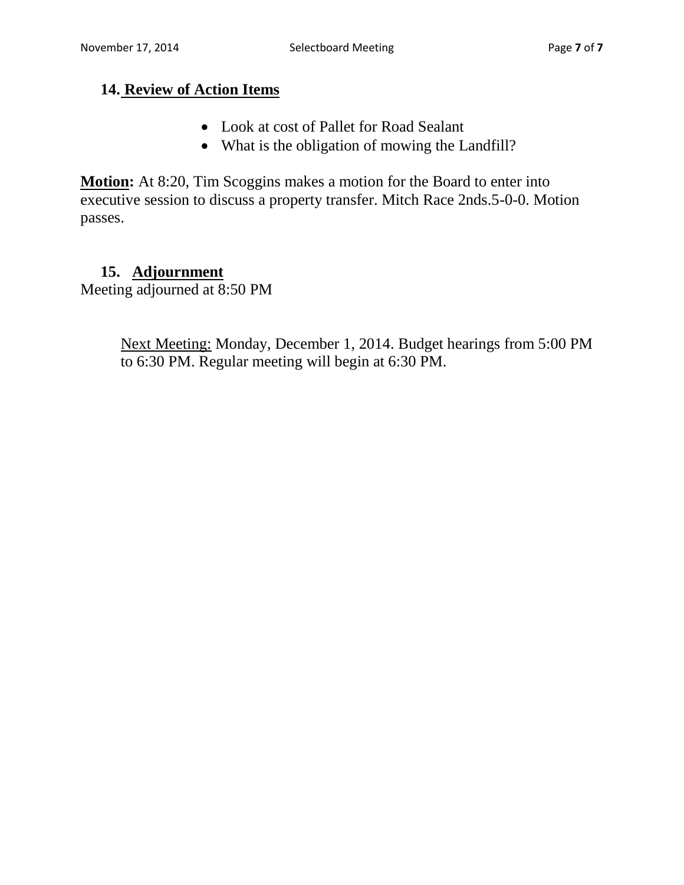## 14. Review of Action Items

- Look at cost of Pallet for Road Sealant
- What is the obligation of mowing the Landfill?

**Motion:** At 8:20, Tim Scoggins makes a motion for the Board to enter into executive session to discuss a property transfer. Mitch Race 2nds.5-0-0. Motion passes.

## 15. Adjournment

Meeting adjourned at 8:50 PM

Next Meeting: Monday, December 1, 2014. Budget hearings from 5:00 PM to 6:30 PM. Regular meeting will begin at 6:30 PM.